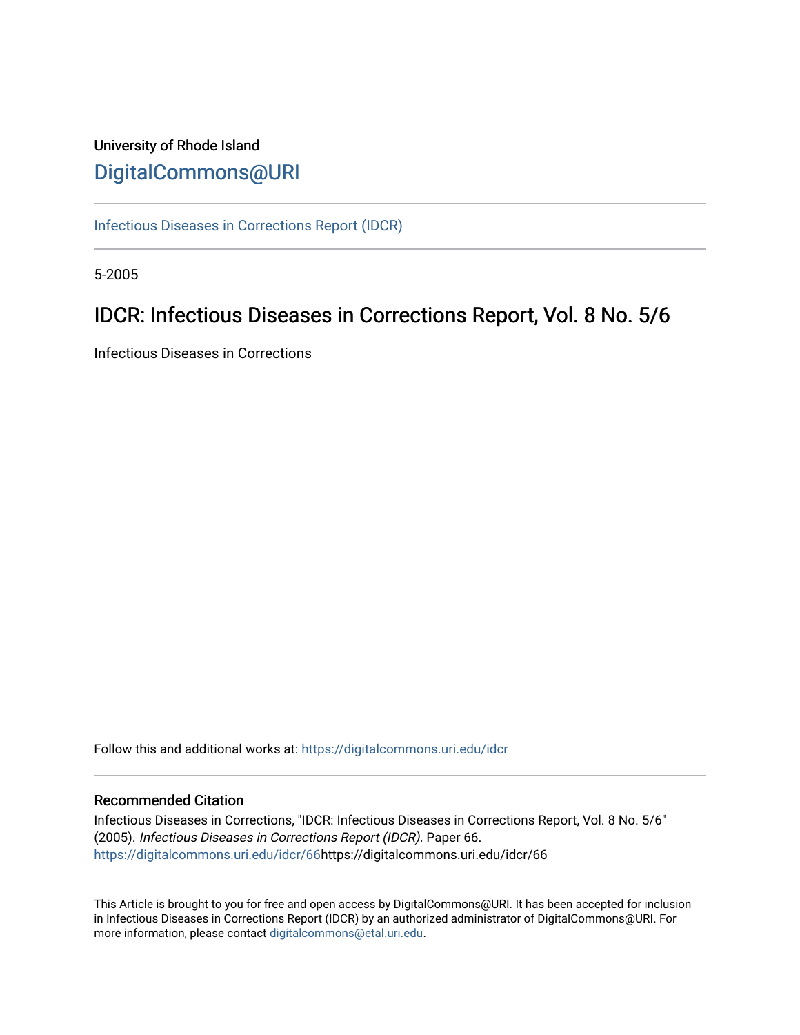University of Rhode Island

DigitalCommons@URI

Infectious Diseases in Corrections Report (IDCR)

5-2005

# IDCR: Infectious Diseases in Corrections Report, Vol. 8 No. 5/6

Infectious Diseases in Corrections

Follow this and additional works at: https://digitalcommons.uri.edu/idcr

## Recommended Citation

Infectious Diseases in Corrections, "IDCR: Infectious Diseases in Corrections Report, Vol. 8 No. 5/6" (2005). *Infectious Diseases in Corrections Report (IDCR).* Paper 66. https://digitalcommons.uri.edu/idcr/66https://digitalcommons.uri.edu/idcr/66

This Article is brought to you for free and open access by DigitalCommons@URI. It has been accepted for inclusion in Infectious Diseases in Corrections Report (IDCR) by an authorized administrator of DigitalCommons@URI. For more information, please contact digitalcommons@etal.uri.edu.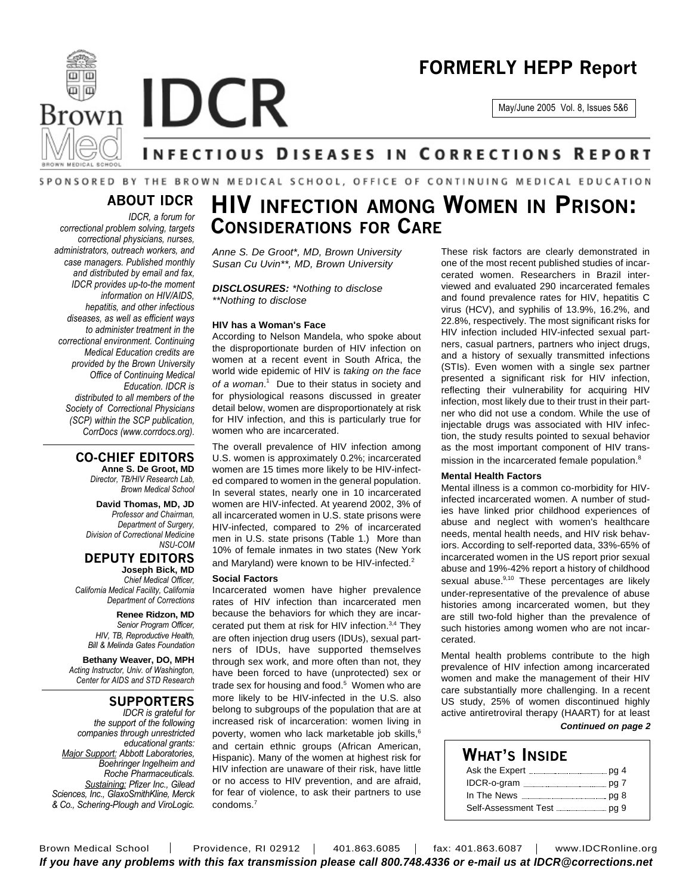# FORMERLY HEPP Report

May/June 2005 Vol. 8, Issues 5&6

# IDCR

## Infectious Diseases in Corrections Report

SPONSORED BY THE BROWN MEDICAL SCHOOL, OFFICE OF CONTINUING MEDICAL EDUCATION

### ABOUT IDCR

*IDCR, a forum for correctional problem solving, targets correctional physicians, nurses, administrators, outreach workers, and case managers. Published monthly and distributed by email and fax, IDCR provides up-to-the moment information on HIV/AIDS, hepatitis, and other infectious diseases, as well as efficient ways to administer treatment in the correctional environment. Continuing Medical Education credits are provided by the Brown University Office of Continuing Medical Education. IDCR is distributed to all members of the Society of Correctional Physicians (SCP) within the SCP publication, CorrDocs (www.corrdocs.org).*

### CO-CHIEF EDITORS

**Anne S. De Groot, MD**
*Director, TB/HIV Research Lab, Brown Medical School*

**David Thomas, MD, JD**
*Professor and Chairman, Department of Surgery, Division of Correctional Medicine NSU-COM*

### DEPUTY EDITORS

**Joseph Bick, MD**
*Chief Medical Officer, California Medical Facility, California Department of Corrections*

**Renee Ridzon, MD**
*Senior Program Officer, HIV, TB, Reproductive Health, Bill & Melinda Gates Foundation*

**Bethany Weaver, DO, MPH**
*Acting Instructor, Univ. of Washington, Center for AIDS and STD Research*

### SUPPORTERS

*IDCR is grateful for the support of the following companies through unrestricted educational grants:*
*Major Support: Abbott Laboratories, Boehringer Ingelheim and Roche Pharmaceuticals.*
*Sustaining: Pfizer Inc., Gilead Sciences, Inc., GlaxoSmithKline, Merck & Co., Schering-Plough and ViroLogic.*

# HIV infection among Women in Prison: Considerations for Care

*Anne S. De Groot\*, MD, Brown University*
*Susan Cu Uvin\*\*, MD, Brown University*

***DISCLOSURES:** \*Nothing to disclose*
*\*\*Nothing to disclose*

#### HIV has a Woman's Face

According to Nelson Mandela, who spoke about the disproportionate burden of HIV infection on women at a recent event in South Africa, the world wide epidemic of HIV is *taking on the face of a woman*.[1] Due to their status in society and for physiological reasons discussed in greater detail below, women are disproportionately at risk for HIV infection, and this is particularly true for women who are incarcerated.

The overall prevalence of HIV infection among U.S. women is approximately 0.2%; incarcerated women are 15 times more likely to be HIV-infected compared to women in the general population. In several states, nearly one in 10 incarcerated women are HIV-infected. At yearend 2002, 3% of all incarcerated women in U.S. state prisons were HIV-infected, compared to 2% of incarcerated men in U.S. state prisons (Table 1.) More than 10% of female inmates in two states (New York and Maryland) were known to be HIV-infected.[2]

#### Social Factors

Incarcerated women have higher prevalence rates of HIV infection than incarcerated men because the behaviors for which they are incarcerated put them at risk for HIV infection.[3,4] They are often injection drug users (IDUs), sexual partners of IDUs, have supported themselves through sex work, and more often than not, they have been forced to have (unprotected) sex or trade sex for housing and food.[5] Women who are more likely to be HIV-infected in the U.S. also belong to subgroups of the population that are at increased risk of incarceration: women living in poverty, women who lack marketable job skills,[6] and certain ethnic groups (African American, Hispanic). Many of the women at highest risk for HIV infection are unaware of their risk, have little or no access to HIV prevention, and are afraid, for fear of violence, to ask their partners to use condoms.[7]

These risk factors are clearly demonstrated in one of the most recent published studies of incarcerated women. Researchers in Brazil interviewed and evaluated 290 incarcerated females and found prevalence rates for HIV, hepatitis C virus (HCV), and syphilis of 13.9%, 16.2%, and 22.8%, respectively. The most significant risks for HIV infection included HIV-infected sexual partners, casual partners, partners who inject drugs, and a history of sexually transmitted infections (STIs). Even women with a single sex partner presented a significant risk for HIV infection, reflecting their vulnerability for acquiring HIV infection, most likely due to their trust in their partner who did not use a condom. While the use of injectable drugs was associated with HIV infection, the study results pointed to sexual behavior as the most important component of HIV transmission in the incarcerated female population.[8]

#### Mental Health Factors

Mental illness is a common co-morbidity for HIV-infected incarcerated women. A number of studies have linked prior childhood experiences of abuse and neglect with women's healthcare needs, mental health needs, and HIV risk behaviors. According to self-reported data, 33%-65% of incarcerated women in the US report prior sexual abuse and 19%-42% report a history of childhood sexual abuse.[9,10] These percentages are likely under-representative of the prevalence of abuse histories among incarcerated women, but they are still two-fold higher than the prevalence of such histories among women who are not incarcerated.

Mental health problems contribute to the high prevalence of HIV infection among incarcerated women and make the management of their HIV care substantially more challenging. In a recent US study, 25% of women discontinued highly active antiretroviral therapy (HAART) for at least

***Continued on page 2***

### What's Inside

| | |
|---|---|
| Ask the Expert | pg 4 |
| IDCR-o-gram | pg 7 |
| In The News | pg 8 |
| Self-Assessment Test | pg 9 |

Brown Medical School | Providence, RI 02912 | 401.863.6085 | fax: 401.863.6087 | www.IDCRonline.org

***If you have any problems with this fax transmission please call 800.748.4336 or e-mail us at IDCR@corrections.net***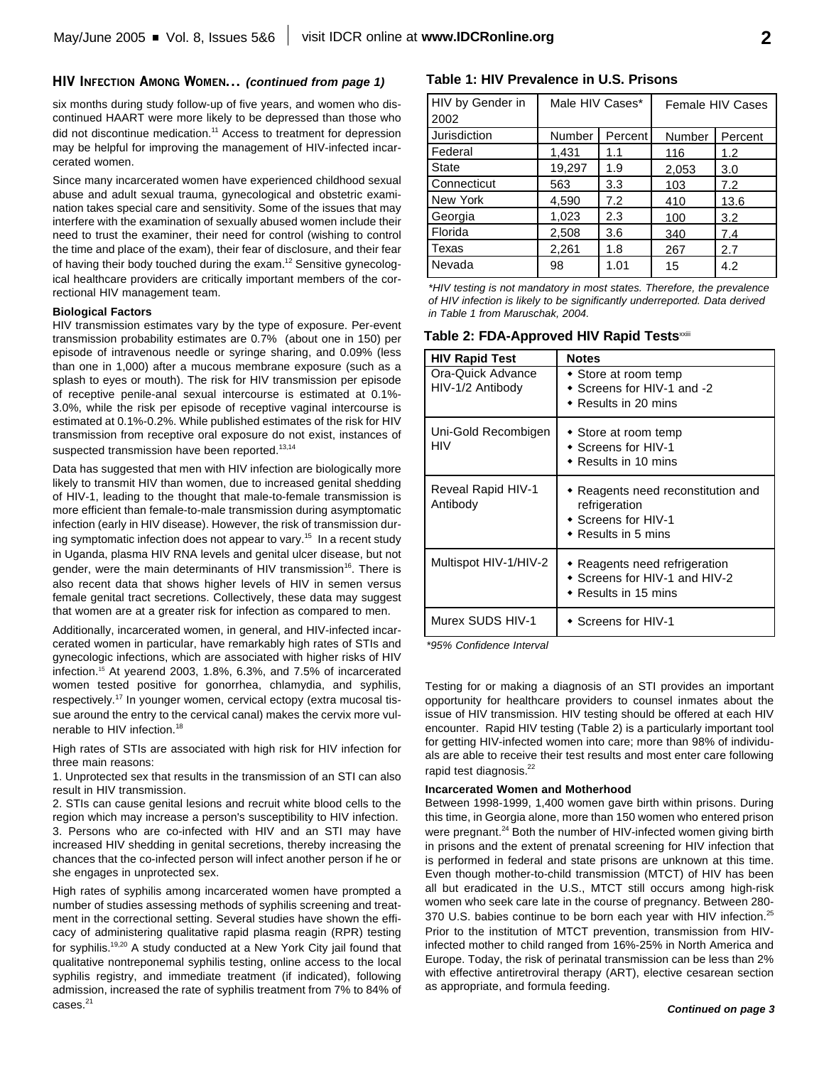## HIV Infection Among Women... *(continued from page 1)*

six months during study follow-up of five years, and women who discontinued HAART were more likely to be depressed than those who did not discontinue medication.[11] Access to treatment for depression may be helpful for improving the management of HIV-infected incarcerated women.

Since many incarcerated women have experienced childhood sexual abuse and adult sexual trauma, gynecological and obstetric examination takes special care and sensitivity. Some of the issues that may interfere with the examination of sexually abused women include their need to trust the examiner, their need for control (wishing to control the time and place of the exam), their fear of disclosure, and their fear of having their body touched during the exam.[12] Sensitive gynecological healthcare providers are critically important members of the correctional HIV management team.

**Biological Factors**

HIV transmission estimates vary by the type of exposure. Per-event transmission probability estimates are 0.7% (about one in 150) per episode of intravenous needle or syringe sharing, and 0.09% (less than one in 1,000) after a mucous membrane exposure (such as a splash to eyes or mouth). The risk for HIV transmission per episode of receptive penile-anal sexual intercourse is estimated at 0.1%-3.0%, while the risk per episode of receptive vaginal intercourse is estimated at 0.1%-0.2%. While published estimates of the risk for HIV transmission from receptive oral exposure do not exist, instances of suspected transmission have been reported.[13,14]

Data has suggested that men with HIV infection are biologically more likely to transmit HIV than women, due to increased genital shedding of HIV-1, leading to the thought that male-to-female transmission is more efficient than female-to-male transmission during asymptomatic infection (early in HIV disease). However, the risk of transmission during symptomatic infection does not appear to vary.[15] In a recent study in Uganda, plasma HIV RNA levels and genital ulcer disease, but not gender, were the main determinants of HIV transmission[16]. There is also recent data that shows higher levels of HIV in semen versus female genital tract secretions. Collectively, these data may suggest that women are at a greater risk for infection as compared to men.

Additionally, incarcerated women, in general, and HIV-infected incarcerated women in particular, have remarkably high rates of STIs and gynecologic infections, which are associated with higher risks of HIV infection.[15] At yearend 2003, 1.8%, 6.3%, and 7.5% of incarcerated women tested positive for gonorrhea, chlamydia, and syphilis, respectively.[17] In younger women, cervical ectopy (extra mucosal tissue around the entry to the cervical canal) makes the cervix more vulnerable to HIV infection.[18]

High rates of STIs are associated with high risk for HIV infection for three main reasons:

1. Unprotected sex that results in the transmission of an STI can also result in HIV transmission.
2. STIs can cause genital lesions and recruit white blood cells to the region which may increase a person's susceptibility to HIV infection.
3. Persons who are co-infected with HIV and an STI may have increased HIV shedding in genital secretions, thereby increasing the chances that the co-infected person will infect another person if he or she engages in unprotected sex.

High rates of syphilis among incarcerated women have prompted a number of studies assessing methods of syphilis screening and treatment in the correctional setting. Several studies have shown the efficacy of administering qualitative rapid plasma reagin (RPR) testing for syphilis.[19,20] A study conducted at a New York City jail found that qualitative nontreponemal syphilis testing, online access to the local syphilis registry, and immediate treatment (if indicated), following admission, increased the rate of syphilis treatment from 7% to 84% of cases.[21]

**Table 1: HIV Prevalence in U.S. Prisons**

| HIV by Gender in 2002 | Male HIV Cases* | | Female HIV Cases | |
|---|---|---|---|---|
| Jurisdiction | Number | Percent | Number | Percent |
| Federal | 1,431 | 1.1 | 116 | 1.2 |
| State | 19,297 | 1.9 | 2,053 | 3.0 |
| Connecticut | 563 | 3.3 | 103 | 7.2 |
| New York | 4,590 | 7.2 | 410 | 13.6 |
| Georgia | 1,023 | 2.3 | 100 | 3.2 |
| Florida | 2,508 | 3.6 | 340 | 7.4 |
| Texas | 2,261 | 1.8 | 267 | 2.7 |
| Nevada | 98 | 1.01 | 15 | 4.2 |

*\*HIV testing is not mandatory in most states. Therefore, the prevalence of HIV infection is likely to be significantly underreported. Data derived in Table 1 from Maruschak, 2004.*

**Table 2: FDA-Approved HIV Rapid Tests**[xxiii]

| HIV Rapid Test | Notes |
|---|---|
| Ora-Quick Advance HIV-1/2 Antibody | • Store at room temp<br>• Screens for HIV-1 and -2<br>• Results in 20 mins |
| Uni-Gold Recombigen HIV | • Store at room temp<br>• Screens for HIV-1<br>• Results in 10 mins |
| Reveal Rapid HIV-1 Antibody | • Reagents need reconstitution and refrigeration<br>• Screens for HIV-1<br>• Results in 5 mins |
| Multispot HIV-1/HIV-2 | • Reagents need refrigeration<br>• Screens for HIV-1 and HIV-2<br>• Results in 15 mins |
| Murex SUDS HIV-1 | • Screens for HIV-1 |

*\*95% Confidence Interval*

Testing for or making a diagnosis of an STI provides an important opportunity for healthcare providers to counsel inmates about the issue of HIV transmission. HIV testing should be offered at each HIV encounter. Rapid HIV testing (Table 2) is a particularly important tool for getting HIV-infected women into care; more than 98% of individuals are able to receive their test results and most enter care following rapid test diagnosis.[22]

**Incarcerated Women and Motherhood**

Between 1998-1999, 1,400 women gave birth within prisons. During this time, in Georgia alone, more than 150 women who entered prison were pregnant.[24] Both the number of HIV-infected women giving birth in prisons and the extent of prenatal screening for HIV infection that is performed in federal and state prisons are unknown at this time. Even though mother-to-child transmission (MTCT) of HIV has been all but eradicated in the U.S., MTCT still occurs among high-risk women who seek care late in the course of pregnancy. Between 280-370 U.S. babies continue to be born each year with HIV infection.[25] Prior to the institution of MTCT prevention, transmission from HIV-infected mother to child ranged from 16%-25% in North America and Europe. Today, the risk of perinatal transmission can be less than 2% with effective antiretroviral therapy (ART), elective cesarean section as appropriate, and formula feeding.

***Continued on page 3***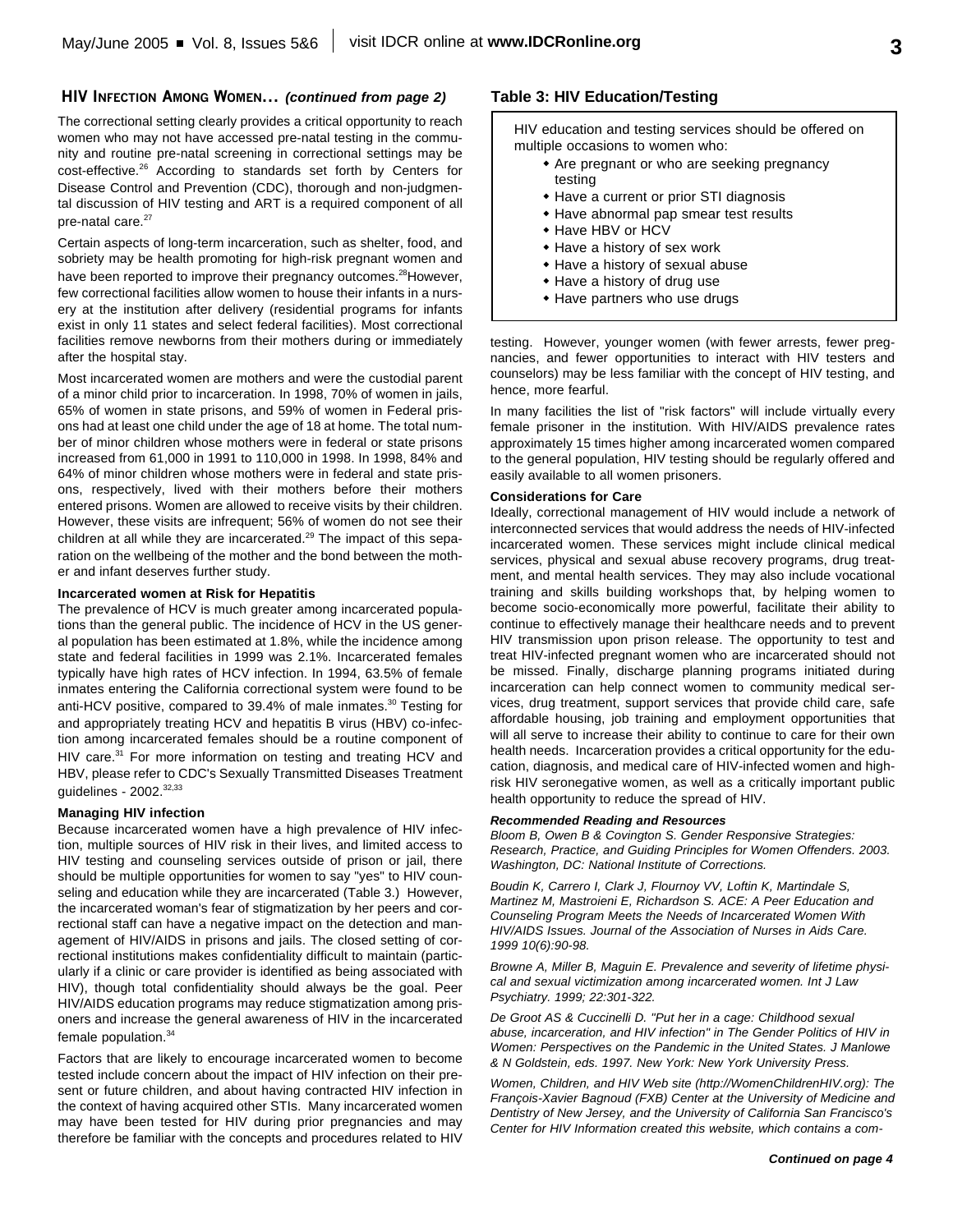## HIV Infection Among Women... *(continued from page 2)*

The correctional setting clearly provides a critical opportunity to reach women who may not have accessed pre-natal testing in the community and routine pre-natal screening in correctional settings may be cost-effective.[26] According to standards set forth by Centers for Disease Control and Prevention (CDC), thorough and non-judgmental discussion of HIV testing and ART is a required component of all pre-natal care.[27]

Certain aspects of long-term incarceration, such as shelter, food, and sobriety may be health promoting for high-risk pregnant women and have been reported to improve their pregnancy outcomes.[28] However, few correctional facilities allow women to house their infants in a nursery at the institution after delivery (residential programs for infants exist in only 11 states and select federal facilities). Most correctional facilities remove newborns from their mothers during or immediately after the hospital stay.

Most incarcerated women are mothers and were the custodial parent of a minor child prior to incarceration. In 1998, 70% of women in jails, 65% of women in state prisons, and 59% of women in Federal prisons had at least one child under the age of 18 at home. The total number of minor children whose mothers were in federal or state prisons increased from 61,000 in 1991 to 110,000 in 1998. In 1998, 84% and 64% of minor children whose mothers were in federal and state prisons, respectively, lived with their mothers before their mothers entered prisons. Women are allowed to receive visits by their children. However, these visits are infrequent; 56% of women do not see their children at all while they are incarcerated.[29] The impact of this separation on the wellbeing of the mother and the bond between the mother and infant deserves further study.

### Incarcerated women at Risk for Hepatitis

The prevalence of HCV is much greater among incarcerated populations than the general public. The incidence of HCV in the US general population has been estimated at 1.8%, while the incidence among state and federal facilities in 1999 was 2.1%. Incarcerated females typically have high rates of HCV infection. In 1994, 63.5% of female inmates entering the California correctional system were found to be anti-HCV positive, compared to 39.4% of male inmates.[30] Testing for and appropriately treating HCV and hepatitis B virus (HBV) co-infection among incarcerated females should be a routine component of HIV care.[31] For more information on testing and treating HCV and HBV, please refer to CDC's Sexually Transmitted Diseases Treatment guidelines - 2002.[32,33]

### Managing HIV infection

Because incarcerated women have a high prevalence of HIV infection, multiple sources of HIV risk in their lives, and limited access to HIV testing and counseling services outside of prison or jail, there should be multiple opportunities for women to say "yes" to HIV counseling and education while they are incarcerated (Table 3.) However, the incarcerated woman's fear of stigmatization by her peers and correctional staff can have a negative impact on the detection and management of HIV/AIDS in prisons and jails. The closed setting of correctional institutions makes confidentiality difficult to maintain (particularly if a clinic or care provider is identified as being associated with HIV), though total confidentiality should always be the goal. Peer HIV/AIDS education programs may reduce stigmatization among prisoners and increase the general awareness of HIV in the incarcerated female population.[34]

Factors that are likely to encourage incarcerated women to become tested include concern about the impact of HIV infection on their present or future children, and about having contracted HIV infection in the context of having acquired other STIs. Many incarcerated women may have been tested for HIV during prior pregnancies and may therefore be familiar with the concepts and procedures related to HIV testing. However, younger women (with fewer arrests, fewer pregnancies, and fewer opportunities to interact with HIV testers and counselors) may be less familiar with the concept of HIV testing, and hence, more fearful.

### Table 3: HIV Education/Testing

HIV education and testing services should be offered on multiple occasions to women who:

- Are pregnant or who are seeking pregnancy testing
- Have a current or prior STI diagnosis
- Have abnormal pap smear test results
- Have HBV or HCV
- Have a history of sex work
- Have a history of sexual abuse
- Have a history of drug use
- Have partners who use drugs

In many facilities the list of "risk factors" will include virtually every female prisoner in the institution. With HIV/AIDS prevalence rates approximately 15 times higher among incarcerated women compared to the general population, HIV testing should be regularly offered and easily available to all women prisoners.

### Considerations for Care

Ideally, correctional management of HIV would include a network of interconnected services that would address the needs of HIV-infected incarcerated women. These services might include clinical medical services, physical and sexual abuse recovery programs, drug treatment, and mental health services. They may also include vocational training and skills building workshops that, by helping women to become socio-economically more powerful, facilitate their ability to continue to effectively manage their healthcare needs and to prevent HIV transmission upon prison release. The opportunity to test and treat HIV-infected pregnant women who are incarcerated should not be missed. Finally, discharge planning programs initiated during incarceration can help connect women to community medical services, drug treatment, support services that provide child care, safe affordable housing, job training and employment opportunities that will all serve to increase their ability to continue to care for their own health needs. Incarceration provides a critical opportunity for the education, diagnosis, and medical care of HIV-infected women and high-risk HIV seronegative women, as well as a critically important public health opportunity to reduce the spread of HIV.

#### *Recommended Reading and Resources*

*Bloom B, Owen B & Covington S. Gender Responsive Strategies: Research, Practice, and Guiding Principles for Women Offenders. 2003. Washington, DC: National Institute of Corrections.*

*Boudin K, Carrero I, Clark J, Flournoy VV, Loftin K, Martindale S, Martinez M, Mastroieni E, Richardson S. ACE: A Peer Education and Counseling Program Meets the Needs of Incarcerated Women With HIV/AIDS Issues. Journal of the Association of Nurses in Aids Care. 1999 10(6):90-98.*

*Browne A, Miller B, Maguin E. Prevalence and severity of lifetime physical and sexual victimization among incarcerated women. Int J Law Psychiatry. 1999; 22:301-322.*

*De Groot AS & Cuccinelli D. "Put her in a cage: Childhood sexual abuse, incarceration, and HIV infection" in The Gender Politics of HIV in Women: Perspectives on the Pandemic in the United States. J Manlowe & N Goldstein, eds. 1997. New York: New York University Press.*

*Women, Children, and HIV Web site (http://WomenChildrenHIV.org): The François-Xavier Bagnoud (FXB) Center at the University of Medicine and Dentistry of New Jersey, and the University of California San Francisco's Center for HIV Information created this website, which contains a com-*

***Continued on page 4***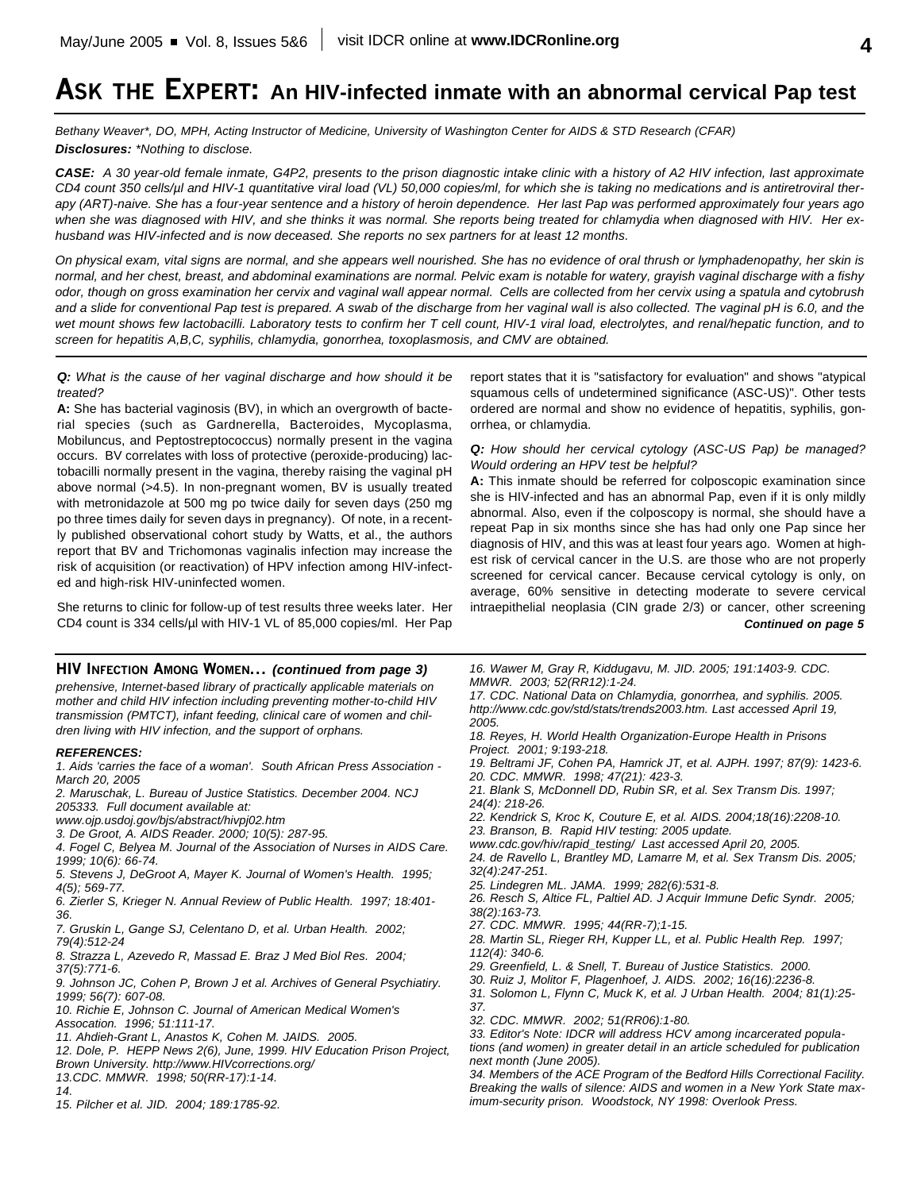# ASK THE EXPERT: An HIV-infected inmate with an abnormal cervical Pap test

*Bethany Weaver\*, DO, MPH, Acting Instructor of Medicine, University of Washington Center for AIDS & STD Research (CFAR)*
***Disclosures:** \*Nothing to disclose.*

***CASE:** A 30 year-old female inmate, G4P2, presents to the prison diagnostic intake clinic with a history of A2 HIV infection, last approximate CD4 count 350 cells/µl and HIV-1 quantitative viral load (VL) 50,000 copies/ml, for which she is taking no medications and is antiretroviral therapy (ART)-naive. She has a four-year sentence and a history of heroin dependence. Her last Pap was performed approximately four years ago when she was diagnosed with HIV, and she thinks it was normal. She reports being treated for chlamydia when diagnosed with HIV. Her ex-husband was HIV-infected and is now deceased. She reports no sex partners for at least 12 months.*

*On physical exam, vital signs are normal, and she appears well nourished. She has no evidence of oral thrush or lymphadenopathy, her skin is normal, and her chest, breast, and abdominal examinations are normal. Pelvic exam is notable for watery, grayish vaginal discharge with a fishy odor, though on gross examination her cervix and vaginal wall appear normal. Cells are collected from her cervix using a spatula and cytobrush and a slide for conventional Pap test is prepared. A swab of the discharge from her vaginal wall is also collected. The vaginal pH is 6.0, and the wet mount shows few lactobacilli. Laboratory tests to confirm her T cell count, HIV-1 viral load, electrolytes, and renal/hepatic function, and to screen for hepatitis A,B,C, syphilis, chlamydia, gonorrhea, toxoplasmosis, and CMV are obtained.*

***Q:** What is the cause of her vaginal discharge and how should it be treated?*

**A:** She has bacterial vaginosis (BV), in which an overgrowth of bacterial species (such as Gardnerella, Bacteroides, Mycoplasma, Mobiluncus, and Peptostreptococcus) normally present in the vagina occurs. BV correlates with loss of protective (peroxide-producing) lactobacilli normally present in the vagina, thereby raising the vaginal pH above normal (>4.5). In non-pregnant women, BV is usually treated with metronidazole at 500 mg po twice daily for seven days (250 mg po three times daily for seven days in pregnancy). Of note, in a recently published observational cohort study by Watts, et al., the authors report that BV and Trichomonas vaginalis infection may increase the risk of acquisition (or reactivation) of HPV infection among HIV-infected and high-risk HIV-uninfected women.

She returns to clinic for follow-up of test results three weeks later. Her CD4 count is 334 cells/µl with HIV-1 VL of 85,000 copies/ml. Her Pap report states that it is "satisfactory for evaluation" and shows "atypical squamous cells of undetermined significance (ASC-US)". Other tests ordered are normal and show no evidence of hepatitis, syphilis, gonorrhea, or chlamydia.

***Q:** How should her cervical cytology (ASC-US Pap) be managed? Would ordering an HPV test be helpful?*

**A:** This inmate should be referred for colposcopic examination since she is HIV-infected and has an abnormal Pap, even if it is only mildly abnormal. Also, even if the colposcopy is normal, she should have a repeat Pap in six months since she has had only one Pap since her diagnosis of HIV, and this was at least four years ago. Women at highest risk of cervical cancer in the U.S. are those who are not properly screened for cervical cancer. Because cervical cytology is only, on average, 60% sensitive in detecting moderate to severe cervical intraepithelial neoplasia (CIN grade 2/3) or cancer, other screening

***Continued on page 5***

## HIV INFECTION AMONG WOMEN... *(continued from page 3)*

*prehensive, Internet-based library of practically applicable materials on mother and child HIV infection including preventing mother-to-child HIV transmission (PMTCT), infant feeding, clinical care of women and children living with HIV infection, and the support of orphans.*

***REFERENCES:***

*1. Aids 'carries the face of a woman'. South African Press Association - March 20, 2005*
*2. Maruschak, L. Bureau of Justice Statistics. December 2004. NCJ 205333. Full document available at: www.ojp.usdoj.gov/bjs/abstract/hivpj02.htm*
*3. De Groot, A. AIDS Reader. 2000; 10(5): 287-95.*
*4. Fogel C, Belyea M. Journal of the Association of Nurses in AIDS Care. 1999; 10(6): 66-74.*
*5. Stevens J, DeGroot A, Mayer K. Journal of Women's Health. 1995; 4(5); 569-77.*
*6. Zierler S, Krieger N. Annual Review of Public Health. 1997; 18:401-36.*
*7. Gruskin L, Gange SJ, Celentano D, et al. Urban Health. 2002; 79(4):512-24*
*8. Strazza L, Azevedo R, Massad E. Braz J Med Biol Res. 2004; 37(5):771-6.*
*9. Johnson JC, Cohen P, Brown J et al. Archives of General Psychiatry. 1999; 56(7): 607-08.*
*10. Richie E, Johnson C. Journal of American Medical Women's Assocation. 1996; 51:111-17.*
*11. Ahdieh-Grant L, Anastos K, Cohen M. JAIDS. 2005.*
*12. Dole, P. HEPP News 2(6), June, 1999. HIV Education Prison Project, Brown University. http://www.HIVcorrections.org/*
*13.CDC. MMWR. 1998; 50(RR-17):1-14.*
*14.*
*15. Pilcher et al. JID. 2004; 189:1785-92.*
*16. Wawer M, Gray R, Kiddugavu, M. JID. 2005; 191:1403-9. CDC. MMWR. 2003; 52(RR12):1-24.*
*17. CDC. National Data on Chlamydia, gonorrhea, and syphilis. 2005. http://www.cdc.gov/std/stats/trends2003.htm. Last accessed April 19, 2005.*
*18. Reyes, H. World Health Organization-Europe Health in Prisons Project. 2001; 9:193-218.*
*19. Beltrami JF, Cohen PA, Hamrick JT, et al. AJPH. 1997; 87(9): 1423-6.*
*20. CDC. MMWR. 1998; 47(21): 423-3.*
*21. Blank S, McDonnell DD, Rubin SR, et al. Sex Transm Dis. 1997; 24(4): 218-26.*
*22. Kendrick S, Kroc K, Couture E, et al. AIDS. 2004;18(16):2208-10.*
*23. Branson, B. Rapid HIV testing: 2005 update. www.cdc.gov/hiv/rapid_testing/ Last accessed April 20, 2005.*
*24. de Ravello L, Brantley MD, Lamarre M, et al. Sex Transm Dis. 2005; 32(4):247-251.*
*25. Lindegren ML. JAMA. 1999; 282(6):531-8.*
*26. Resch S, Altice FL, Paltiel AD. J Acquir Immune Defic Syndr. 2005; 38(2):163-73.*
*27. CDC. MMWR. 1995; 44(RR-7);1-15.*
*28. Martin SL, Rieger RH, Kupper LL, et al. Public Health Rep. 1997; 112(4): 340-6.*
*29. Greenfield, L. & Snell, T. Bureau of Justice Statistics. 2000.*
*30. Ruiz J, Molitor F, Plagenhoef, J. AIDS. 2002; 16(16):2236-8.*
*31. Solomon L, Flynn C, Muck K, et al. J Urban Health. 2004; 81(1):25-37.*
*32. CDC. MMWR. 2002; 51(RR06):1-80.*
*33. Editor's Note: IDCR will address HCV among incarcerated populations (and women) in greater detail in an article scheduled for publication next month (June 2005).*
*34. Members of the ACE Program of the Bedford Hills Correctional Facility. Breaking the walls of silence: AIDS and women in a New York State maximum-security prison. Woodstock, NY 1998: Overlook Press.*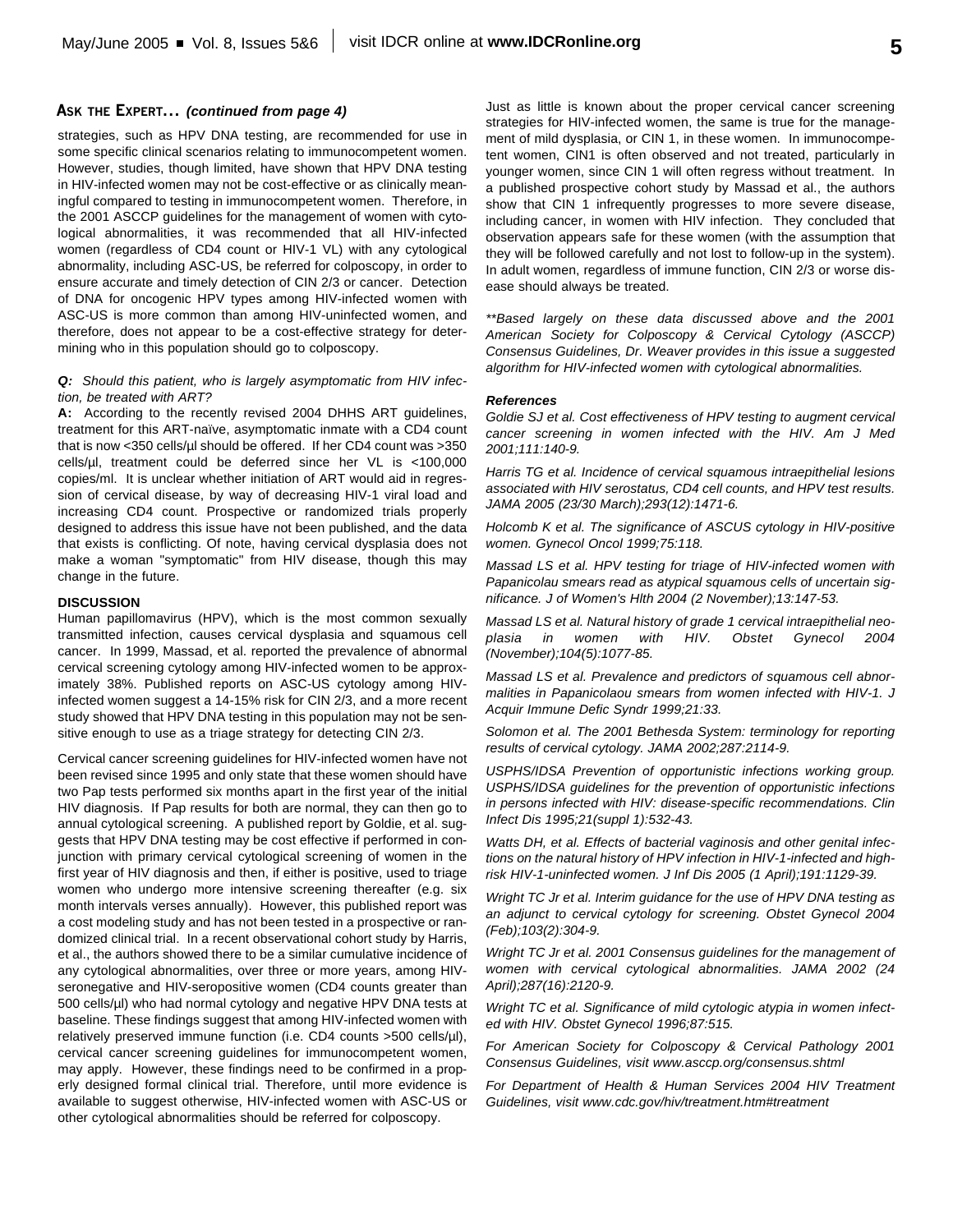## ASK THE EXPERT... *(continued from page 4)*

strategies, such as HPV DNA testing, are recommended for use in some specific clinical scenarios relating to immunocompetent women. However, studies, though limited, have shown that HPV DNA testing in HIV-infected women may not be cost-effective or as clinically meaningful compared to testing in immunocompetent women. Therefore, in the 2001 ASCCP guidelines for the management of women with cytological abnormalities, it was recommended that all HIV-infected women (regardless of CD4 count or HIV-1 VL) with any cytological abnormality, including ASC-US, be referred for colposcopy, in order to ensure accurate and timely detection of CIN 2/3 or cancer. Detection of DNA for oncogenic HPV types among HIV-infected women with ASC-US is more common than among HIV-uninfected women, and therefore, does not appear to be a cost-effective strategy for determining who in this population should go to colposcopy.

***Q:*** *Should this patient, who is largely asymptomatic from HIV infection, be treated with ART?*

**A:** According to the recently revised 2004 DHHS ART guidelines, treatment for this ART-naïve, asymptomatic inmate with a CD4 count that is now <350 cells/µl should be offered. If her CD4 count was >350 cells/µl, treatment could be deferred since her VL is <100,000 copies/ml. It is unclear whether initiation of ART would aid in regression of cervical disease, by way of decreasing HIV-1 viral load and increasing CD4 count. Prospective or randomized trials properly designed to address this issue have not been published, and the data that exists is conflicting. Of note, having cervical dysplasia does not make a woman "symptomatic" from HIV disease, though this may change in the future.

### DISCUSSION

Human papillomavirus (HPV), which is the most common sexually transmitted infection, causes cervical dysplasia and squamous cell cancer. In 1999, Massad, et al. reported the prevalence of abnormal cervical screening cytology among HIV-infected women to be approximately 38%. Published reports on ASC-US cytology among HIV-infected women suggest a 14-15% risk for CIN 2/3, and a more recent study showed that HPV DNA testing in this population may not be sensitive enough to use as a triage strategy for detecting CIN 2/3.

Cervical cancer screening guidelines for HIV-infected women have not been revised since 1995 and only state that these women should have two Pap tests performed six months apart in the first year of the initial HIV diagnosis. If Pap results for both are normal, they can then go to annual cytological screening. A published report by Goldie, et al. suggests that HPV DNA testing may be cost effective if performed in conjunction with primary cervical cytological screening of women in the first year of HIV diagnosis and then, if either is positive, used to triage women who undergo more intensive screening thereafter (e.g. six month intervals verses annually). However, this published report was a cost modeling study and has not been tested in a prospective or randomized clinical trial. In a recent observational cohort study by Harris, et al., the authors showed there to be a similar cumulative incidence of any cytological abnormalities, over three or more years, among HIV-seronegative and HIV-seropositive women (CD4 counts greater than 500 cells/µl) who had normal cytology and negative HPV DNA tests at baseline. These findings suggest that among HIV-infected women with relatively preserved immune function (i.e. CD4 counts >500 cells/µl), cervical cancer screening guidelines for immunocompetent women, may apply. However, these findings need to be confirmed in a properly designed formal clinical trial. Therefore, until more evidence is available to suggest otherwise, HIV-infected women with ASC-US or other cytological abnormalities should be referred for colposcopy.

Just as little is known about the proper cervical cancer screening strategies for HIV-infected women, the same is true for the management of mild dysplasia, or CIN 1, in these women. In immunocompetent women, CIN1 is often observed and not treated, particularly in younger women, since CIN 1 will often regress without treatment. In a published prospective cohort study by Massad et al., the authors show that CIN 1 infrequently progresses to more severe disease, including cancer, in women with HIV infection. They concluded that observation appears safe for these women (with the assumption that they will be followed carefully and not lost to follow-up in the system). In adult women, regardless of immune function, CIN 2/3 or worse disease should always be treated.

*\*\*Based largely on these data discussed above and the 2001 American Society for Colposcopy & Cervical Cytology (ASCCP) Consensus Guidelines, Dr. Weaver provides in this issue a suggested algorithm for HIV-infected women with cytological abnormalities.*

### *References*

*Goldie SJ et al. Cost effectiveness of HPV testing to augment cervical cancer screening in women infected with the HIV. Am J Med 2001;111:140-9.*

*Harris TG et al. Incidence of cervical squamous intraepithelial lesions associated with HIV serostatus, CD4 cell counts, and HPV test results. JAMA 2005 (23/30 March);293(12):1471-6.*

*Holcomb K et al. The significance of ASCUS cytology in HIV-positive women. Gynecol Oncol 1999;75:118.*

*Massad LS et al. HPV testing for triage of HIV-infected women with Papanicolau smears read as atypical squamous cells of uncertain significance. J of Women's Hlth 2004 (2 November);13:147-53.*

*Massad LS et al. Natural history of grade 1 cervical intraepithelial neoplasia in women with HIV. Obstet Gynecol 2004 (November);104(5):1077-85.*

*Massad LS et al. Prevalence and predictors of squamous cell abnormalities in Papanicolaou smears from women infected with HIV-1. J Acquir Immune Defic Syndr 1999;21:33.*

*Solomon et al. The 2001 Bethesda System: terminology for reporting results of cervical cytology. JAMA 2002;287:2114-9.*

*USPHS/IDSA Prevention of opportunistic infections working group. USPHS/IDSA guidelines for the prevention of opportunistic infections in persons infected with HIV: disease-specific recommendations. Clin Infect Dis 1995;21(suppl 1):532-43.*

*Watts DH, et al. Effects of bacterial vaginosis and other genital infections on the natural history of HPV infection in HIV-1-infected and high-risk HIV-1-uninfected women. J Inf Dis 2005 (1 April);191:1129-39.*

*Wright TC Jr et al. Interim guidance for the use of HPV DNA testing as an adjunct to cervical cytology for screening. Obstet Gynecol 2004 (Feb);103(2):304-9.*

*Wright TC Jr et al. 2001 Consensus guidelines for the management of women with cervical cytological abnormalities. JAMA 2002 (24 April);287(16):2120-9.*

*Wright TC et al. Significance of mild cytologic atypia in women infected with HIV. Obstet Gynecol 1996;87:515.*

*For American Society for Colposcopy & Cervical Pathology 2001 Consensus Guidelines, visit www.asccp.org/consensus.shtml*

*For Department of Health & Human Services 2004 HIV Treatment Guidelines, visit www.cdc.gov/hiv/treatment.htm#treatment*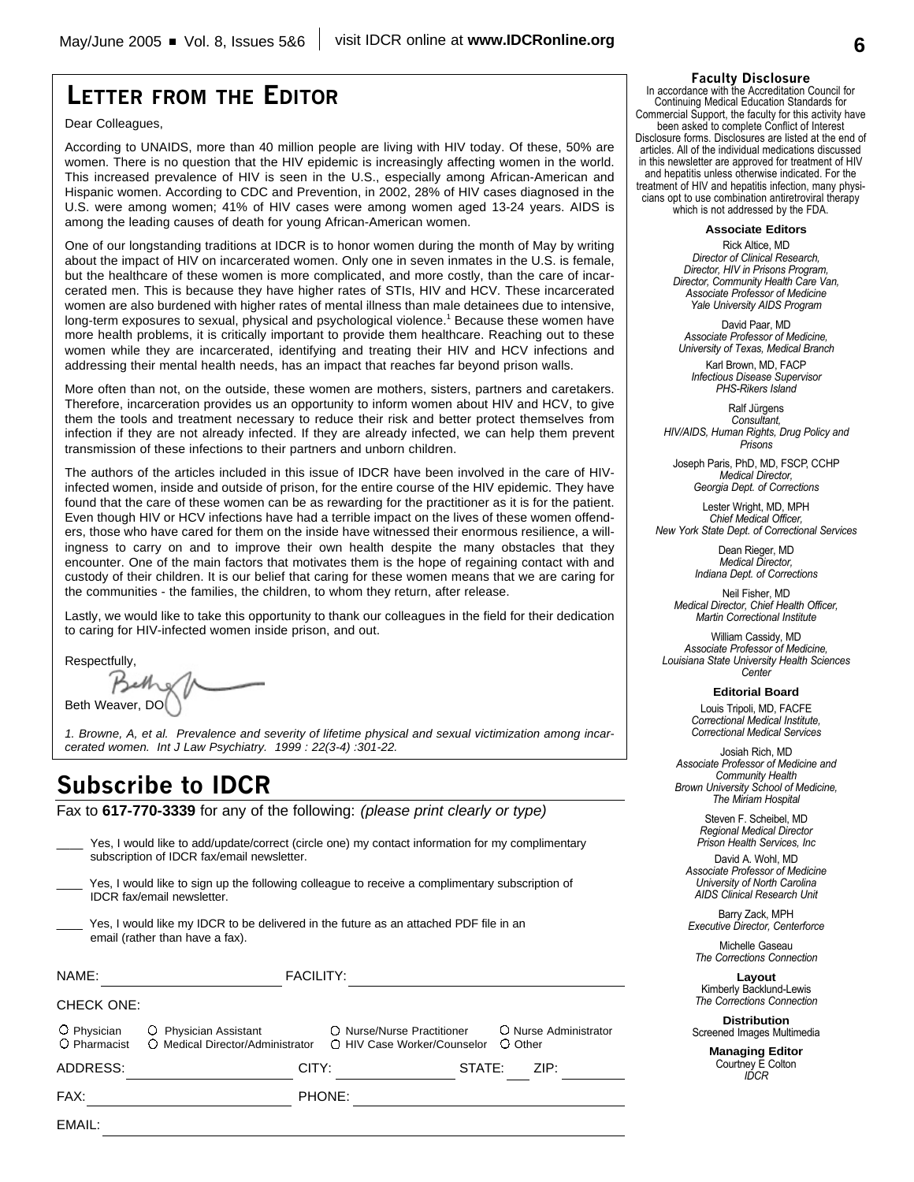# Letter from the Editor

Dear Colleagues,

According to UNAIDS, more than 40 million people are living with HIV today. Of these, 50% are women. There is no question that the HIV epidemic is increasingly affecting women in the world. This increased prevalence of HIV is seen in the U.S., especially among African-American and Hispanic women. According to CDC and Prevention, in 2002, 28% of HIV cases diagnosed in the U.S. were among women; 41% of HIV cases were among women aged 13-24 years. AIDS is among the leading causes of death for young African-American women.

One of our longstanding traditions at IDCR is to honor women during the month of May by writing about the impact of HIV on incarcerated women. Only one in seven inmates in the U.S. is female, but the healthcare of these women is more complicated, and more costly, than the care of incarcerated men. This is because they have higher rates of STIs, HIV and HCV. These incarcerated women are also burdened with higher rates of mental illness than male detainees due to intensive, long-term exposures to sexual, physical and psychological violence.[1] Because these women have more health problems, it is critically important to provide them healthcare. Reaching out to these women while they are incarcerated, identifying and treating their HIV and HCV infections and addressing their mental health needs, has an impact that reaches far beyond prison walls.

More often than not, on the outside, these women are mothers, sisters, partners and caretakers. Therefore, incarceration provides us an opportunity to inform women about HIV and HCV, to give them the tools and treatment necessary to reduce their risk and better protect themselves from infection if they are not already infected. If they are already infected, we can help them prevent transmission of these infections to their partners and unborn children.

The authors of the articles included in this issue of IDCR have been involved in the care of HIV-infected women, inside and outside of prison, for the entire course of the HIV epidemic. They have found that the care of these women can be as rewarding for the practitioner as it is for the patient. Even though HIV or HCV infections have had a terrible impact on the lives of these women offenders, those who have cared for them on the inside have witnessed their enormous resilience, a willingness to carry on and to improve their own health despite the many obstacles that they encounter. One of the main factors that motivates them is the hope of regaining contact with and custody of their children. It is our belief that caring for these women means that we are caring for the communities - the families, the children, to whom they return, after release.

Lastly, we would like to take this opportunity to thank our colleagues in the field for their dedication to caring for HIV-infected women inside prison, and out.

Respectfully,

Beth Weaver, DO

*1. Browne, A, et al. Prevalence and severity of lifetime physical and sexual victimization among incarcerated women. Int J Law Psychiatry. 1999 : 22(3-4) :301-22.*

# Subscribe to IDCR

Fax to **617-770-3339** for any of the following: *(please print clearly or type)*

____ Yes, I would like to add/update/correct (circle one) my contact information for my complimentary subscription of IDCR fax/email newsletter.

____ Yes, I would like to sign up the following colleague to receive a complimentary subscription of IDCR fax/email newsletter.

____ Yes, I would like my IDCR to be delivered in the future as an attached PDF file in an email (rather than have a fax).

NAME: ______________________ FACILITY: ______________________

CHECK ONE:

○ Physician ○ Physician Assistant ○ Nurse/Nurse Practitioner ○ Nurse Administrator
○ Pharmacist ○ Medical Director/Administrator ○ HIV Case Worker/Counselor ○ Other

ADDRESS: ______________________ CITY: ______________ STATE: ____ ZIP: ________

FAX: ______________________ PHONE: ______________________

EMAIL: ______________________

**Faculty Disclosure**

In accordance with the Accreditation Council for Continuing Medical Education Standards for Commercial Support, the faculty for this activity have been asked to complete Conflict of Interest Disclosure forms. Disclosures are listed at the end of articles. All of the individual medications discussed in this newsletter are approved for treatment of HIV and hepatitis unless otherwise indicated. For the treatment of HIV and hepatitis infection, many physicians opt to use combination antiretroviral therapy which is not addressed by the FDA.

**Associate Editors**

Rick Altice, MD
*Director of Clinical Research, Director, HIV in Prisons Program, Director, Community Health Care Van, Associate Professor of Medicine Yale University AIDS Program*

David Paar, MD
*Associate Professor of Medicine, University of Texas, Medical Branch*

Karl Brown, MD, FACP
*Infectious Disease Supervisor PHS-Rikers Island*

Ralf Jürgens
*Consultant, HIV/AIDS, Human Rights, Drug Policy and Prisons*

Joseph Paris, PhD, MD, FSCP, CCHP
*Medical Director, Georgia Dept. of Corrections*

Lester Wright, MD, MPH
*Chief Medical Officer, New York State Dept. of Correctional Services*

Dean Rieger, MD
*Medical Director, Indiana Dept. of Corrections*

Neil Fisher, MD
*Medical Director, Chief Health Officer, Martin Correctional Institute*

William Cassidy, MD
*Associate Professor of Medicine, Louisiana State University Health Sciences Center*

**Editorial Board**

Louis Tripoli, MD, FACFE
*Correctional Medical Institute, Correctional Medical Services*

Josiah Rich, MD
*Associate Professor of Medicine and Community Health Brown University School of Medicine, The Miriam Hospital*

Steven F. Scheibel, MD
*Regional Medical Director Prison Health Services, Inc*

David A. Wohl, MD
*Associate Professor of Medicine University of North Carolina AIDS Clinical Research Unit*

Barry Zack, MPH
*Executive Director, Centerforce*

Michelle Gaseau
*The Corrections Connection*

**Layout**
Kimberly Backlund-Lewis
*The Corrections Connection*

**Distribution**
Screened Images Multimedia

**Managing Editor**
Courtney E Colton
*IDCR*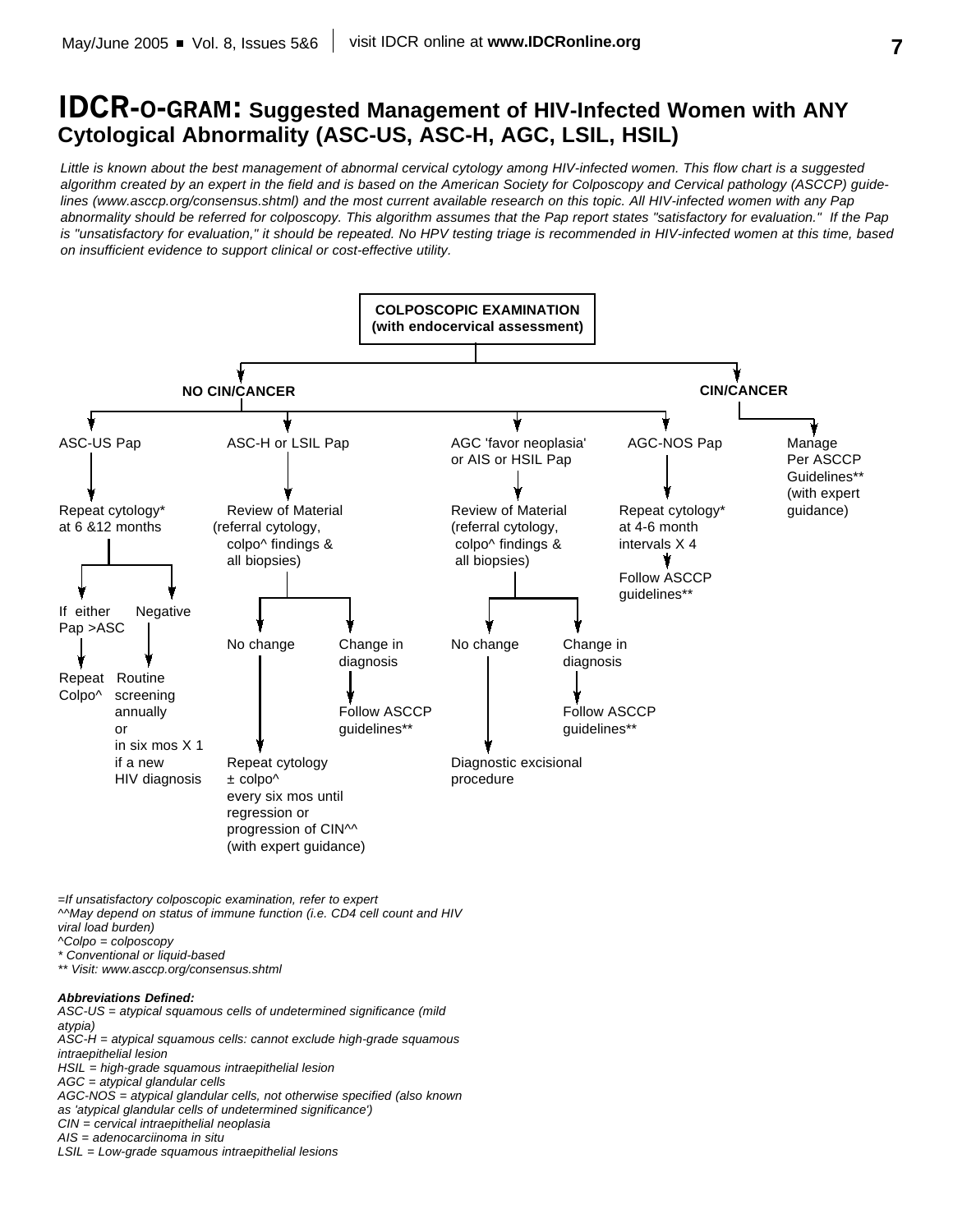# IDCR-O-GRAM: Suggested Management of HIV-Infected Women with ANY Cytological Abnormality (ASC-US, ASC-H, AGC, LSIL, HSIL)

*Little is known about the best management of abnormal cervical cytology among HIV-infected women. This flow chart is a suggested algorithm created by an expert in the field and is based on the American Society for Colposcopy and Cervical pathology (ASCCP) guidelines (www.asccp.org/consensus.shtml) and the most current available research on this topic. All HIV-infected women with any Pap abnormality should be referred for colposcopy. This algorithm assumes that the Pap report states "satisfactory for evaluation." If the Pap is "unsatisfactory for evaluation," it should be repeated. No HPV testing triage is recommended in HIV-infected women at this time, based on insufficient evidence to support clinical or cost-effective utility.*

**COLPOSCOPIC EXAMINATION (with endocervical assessment)**

- **NO CIN/CANCER**
  - ASC-US Pap
    - Repeat cytology* at 6 &12 months
      - If either Pap >ASC → Repeat Colpo^
      - Negative → Routine screening annually or in six mos X 1 if a new HIV diagnosis
  - ASC-H or LSIL Pap
    - Review of Material (referral cytology, colpo^ findings & all biopsies)
      - No change → Repeat cytology ± colpo^ every six mos until regression or progression of CIN^^ (with expert guidance)
      - Change in diagnosis → Follow ASCCP guidelines**
  - AGC 'favor neoplasia' or AIS or HSIL Pap
    - Review of Material (referral cytology, colpo^ findings & all biopsies)
      - No change → Diagnostic excisional procedure
      - Change in diagnosis → Follow ASCCP guidelines**
  - AGC-NOS Pap
    - Repeat cytology* at 4-6 month intervals X 4
      - Follow ASCCP guidelines**
- **CIN/CANCER**
  - Manage Per ASCCP Guidelines** (with expert guidance)

*=If unsatisfactory colposcopic examination, refer to expert*
*^^May depend on status of immune function (i.e. CD4 cell count and HIV viral load burden)*
*^Colpo = colposcopy*
** Conventional or liquid-based*
*** Visit: www.asccp.org/consensus.shtml*

***Abbreviations Defined:***
*ASC-US = atypical squamous cells of undetermined significance (mild atypia)*
*ASC-H = atypical squamous cells: cannot exclude high-grade squamous intraepithelial lesion*
*HSIL = high-grade squamous intraepithelial lesion*
*AGC = atypical glandular cells*
*AGC-NOS = atypical glandular cells, not otherwise specified (also known as 'atypical glandular cells of undetermined significance')*
*CIN = cervical intraepithelial neoplasia*
*AIS = adenocarciinoma in situ*
*LSIL = Low-grade squamous intraepithelial lesions*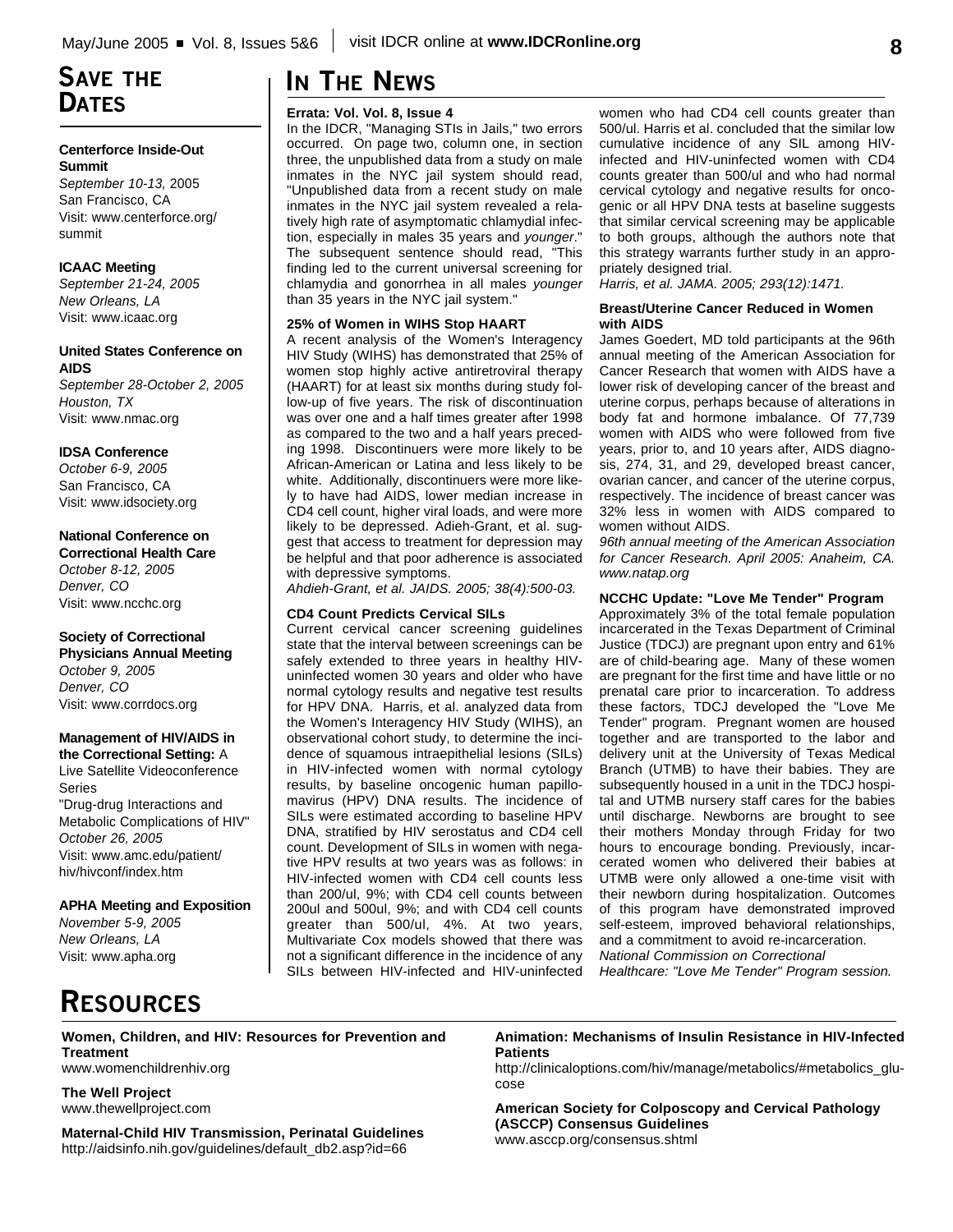## Save the Dates

**Centerforce Inside-Out Summit**
*September 10-13,* 2005
San Francisco, CA
Visit: www.centerforce.org/summit

**ICAAC Meeting**
*September 21-24, 2005*
*New Orleans, LA*
Visit: www.icaac.org

**United States Conference on AIDS**
*September 28-October 2, 2005*
*Houston, TX*
Visit: www.nmac.org

**IDSA Conference**
*October 6-9, 2005*
San Francisco, CA
Visit: www.idsociety.org

**National Conference on Correctional Health Care**
*October 8-12, 2005*
*Denver, CO*
Visit: www.ncchc.org

**Society of Correctional Physicians Annual Meeting**
*October 9, 2005*
*Denver, CO*
Visit: www.corrdocs.org

**Management of HIV/AIDS in the Correctional Setting:** A Live Satellite Videoconference Series
"Drug-drug Interactions and Metabolic Complications of HIV"
*October 26, 2005*
Visit: www.amc.edu/patient/hiv/hivconf/index.htm

**APHA Meeting and Exposition**
*November 5-9, 2005*
*New Orleans, LA*
Visit: www.apha.org

## In The News

**Errata: Vol. Vol. 8, Issue 4**

In the IDCR, "Managing STIs in Jails," two errors occurred. On page two, column one, in section three, the unpublished data from a study on male inmates in the NYC jail system should read, "Unpublished data from a recent study on male inmates in the NYC jail system revealed a relatively high rate of asymptomatic chlamydial infection, especially in males 35 years and *younger*." The subsequent sentence should read, "This finding led to the current universal screening for chlamydia and gonorrhea in all males *younger* than 35 years in the NYC jail system."

**25% of Women in WIHS Stop HAART**

A recent analysis of the Women's Interagency HIV Study (WIHS) has demonstrated that 25% of women stop highly active antiretroviral therapy (HAART) for at least six months during study follow-up of five years. The risk of discontinuation was over one and a half times greater after 1998 as compared to the two and a half years preceding 1998. Discontinuers were more likely to be African-American or Latina and less likely to be white. Additionally, discontinuers were more likely to have had AIDS, lower median increase in CD4 cell count, higher viral loads, and were more likely to be depressed. Adieh-Grant, et al. suggest that access to treatment for depression may be helpful and that poor adherence is associated with depressive symptoms.
*Ahdieh-Grant, et al. JAIDS. 2005; 38(4):500-03.*

**CD4 Count Predicts Cervical SILs**

Current cervical cancer screening guidelines state that the interval between screenings can be safely extended to three years in healthy HIV-uninfected women 30 years and older who have normal cytology results and negative test results for HPV DNA. Harris, et al. analyzed data from the Women's Interagency HIV Study (WIHS), an observational cohort study, to determine the incidence of squamous intraepithelial lesions (SILs) in HIV-infected women with normal cytology results, by baseline oncogenic human papillomavirus (HPV) DNA results. The incidence of SILs were estimated according to baseline HPV DNA, stratified by HIV serostatus and CD4 cell count. Development of SILs in women with negative HPV results at two years was as follows: in HIV-infected women with CD4 cell counts less than 200/ul, 9%; with CD4 cell counts between 200ul and 500ul, 9%; and with CD4 cell counts greater than 500/ul, 4%. At two years, Multivariate Cox models showed that there was not a significant difference in the incidence of any SILs between HIV-infected and HIV-uninfected women who had CD4 cell counts greater than 500/ul. Harris et al. concluded that the similar low cumulative incidence of any SIL among HIV-infected and HIV-uninfected women with CD4 counts greater than 500/ul and who had normal cervical cytology and negative results for oncogenic or all HPV DNA tests at baseline suggests that similar cervical screening may be applicable to both groups, although the authors note that this strategy warrants further study in an appropriately designed trial.
*Harris, et al. JAMA. 2005; 293(12):1471.*

**Breast/Uterine Cancer Reduced in Women with AIDS**

James Goedert, MD told participants at the 96th annual meeting of the American Association for Cancer Research that women with AIDS have a lower risk of developing cancer of the breast and uterine corpus, perhaps because of alterations in body fat and hormone imbalance. Of 77,739 women with AIDS who were followed from five years, prior to, and 10 years after, AIDS diagnosis, 274, 31, and 29, developed breast cancer, ovarian cancer, and cancer of the uterine corpus, respectively. The incidence of breast cancer was 32% less in women with AIDS compared to women without AIDS.
*96th annual meeting of the American Association for Cancer Research. April 2005: Anaheim, CA. www.natap.org*

**NCCHC Update: "Love Me Tender" Program**

Approximately 3% of the total female population incarcerated in the Texas Department of Criminal Justice (TDCJ) are pregnant upon entry and 61% are of child-bearing age. Many of these women are pregnant for the first time and have little or no prenatal care prior to incarceration. To address these factors, TDCJ developed the "Love Me Tender" program. Pregnant women are housed together and are transported to the labor and delivery unit at the University of Texas Medical Branch (UTMB) to have their babies. They are subsequently housed in a unit in the TDCJ hospital and UTMB nursery staff cares for the babies until discharge. Newborns are brought to see their mothers Monday through Friday for two hours to encourage bonding. Previously, incarcerated women who delivered their babies at UTMB were only allowed a one-time visit with their newborn during hospitalization. Outcomes of this program have demonstrated improved self-esteem, improved behavioral relationships, and a commitment to avoid re-incarceration.
*National Commission on Correctional Healthcare: "Love Me Tender" Program session.*

## Resources

**Women, Children, and HIV: Resources for Prevention and Treatment**
www.womenchildrenhiv.org

**The Well Project**
www.thewellproject.com

**Maternal-Child HIV Transmission, Perinatal Guidelines**
http://aidsinfo.nih.gov/guidelines/default_db2.asp?id=66

**Animation: Mechanisms of Insulin Resistance in HIV-Infected Patients**
http://clinicaloptions.com/hiv/manage/metabolics/#metabolics_glucose

**American Society for Colposcopy and Cervical Pathology (ASCCP) Consensus Guidelines**
www.asccp.org/consensus.shtml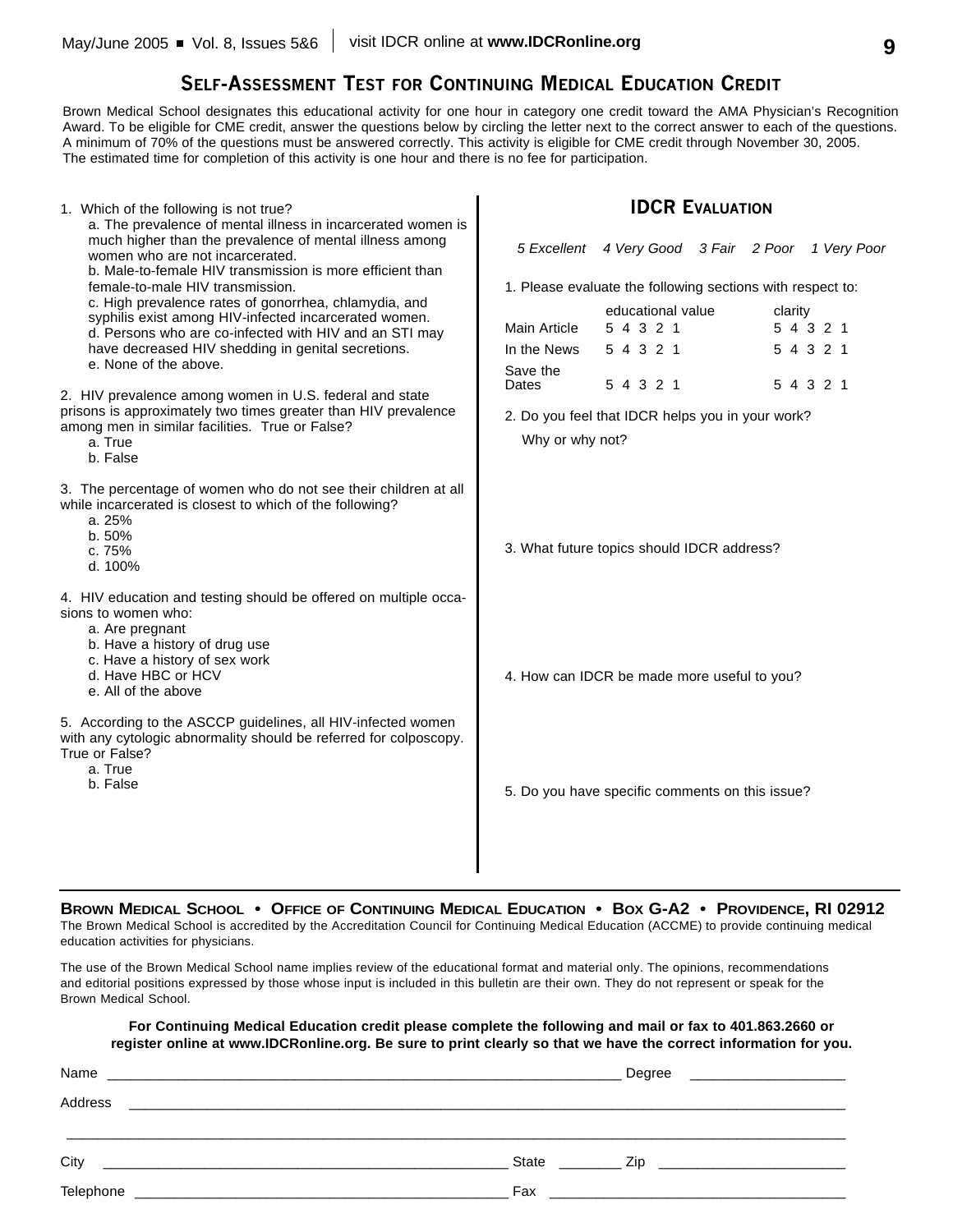## Self-Assessment Test for Continuing Medical Education Credit

Brown Medical School designates this educational activity for one hour in category one credit toward the AMA Physician's Recognition Award. To be eligible for CME credit, answer the questions below by circling the letter next to the correct answer to each of the questions. A minimum of 70% of the questions must be answered correctly. This activity is eligible for CME credit through November 30, 2005. The estimated time for completion of this activity is one hour and there is no fee for participation.

1. Which of the following is not true?
   - a. The prevalence of mental illness in incarcerated women is much higher than the prevalence of mental illness among women who are not incarcerated.
   - b. Male-to-female HIV transmission is more efficient than female-to-male HIV transmission.
   - c. High prevalence rates of gonorrhea, chlamydia, and syphilis exist among HIV-infected incarcerated women.
   - d. Persons who are co-infected with HIV and an STI may have decreased HIV shedding in genital secretions.
   - e. None of the above.

2. HIV prevalence among women in U.S. federal and state prisons is approximately two times greater than HIV prevalence among men in similar facilities. True or False?
   - a. True
   - b. False

3. The percentage of women who do not see their children at all while incarcerated is closest to which of the following?
   - a. 25%
   - b. 50%
   - c. 75%
   - d. 100%

4. HIV education and testing should be offered on multiple occasions to women who:
   - a. Are pregnant
   - b. Have a history of drug use
   - c. Have a history of sex work
   - d. Have HBC or HCV
   - e. All of the above

5. According to the ASCCP guidelines, all HIV-infected women with any cytologic abnormality should be referred for colposcopy. True or False?
   - a. True
   - b. False

### IDCR Evaluation

*5 Excellent 4 Very Good 3 Fair 2 Poor 1 Very Poor*

1. Please evaluate the following sections with respect to:

| | educational value | clarity |
|---|---|---|
| Main Article | 5 4 3 2 1 | 5 4 3 2 1 |
| In the News | 5 4 3 2 1 | 5 4 3 2 1 |
| Save the Dates | 5 4 3 2 1 | 5 4 3 2 1 |

2. Do you feel that IDCR helps you in your work? Why or why not?

3. What future topics should IDCR address?

4. How can IDCR be made more useful to you?

5. Do you have specific comments on this issue?

---

**Brown Medical School • Office of Continuing Medical Education • Box G-A2 • Providence, RI 02912**

The Brown Medical School is accredited by the Accreditation Council for Continuing Medical Education (ACCME) to provide continuing medical education activities for physicians.

The use of the Brown Medical School name implies review of the educational format and material only. The opinions, recommendations and editorial positions expressed by those whose input is included in this bulletin are their own. They do not represent or speak for the Brown Medical School.

**For Continuing Medical Education credit please complete the following and mail or fax to 401.863.2660 or register online at www.IDCRonline.org. Be sure to print clearly so that we have the correct information for you.**

Name ______________________________ Degree ____________

Address ______________________________________________

______________________________________________________

City ______________________ State ________ Zip ____________

Telephone ____________________ Fax ______________________